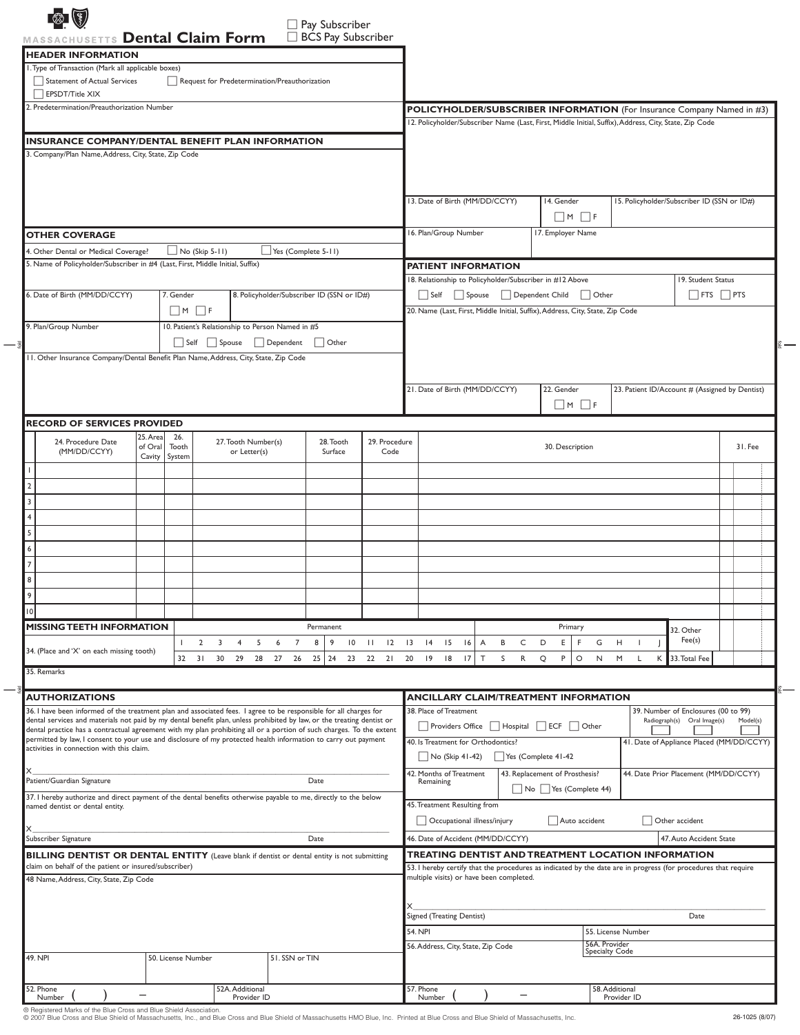# MASSACHUSETTS Dental Claim Form

☐ Pay Subscriber
☐ BCS Pay Subscriber

## HEADER INFORMATION

1. Type of Transaction (Mark all applicable boxes)

☐ Statement of Actual Services ☐ Request for Predetermination/Preauthorization
☐ EPSDT/Title XIX

2. Predetermination/Preauthorization Number

## INSURANCE COMPANY/DENTAL BENEFIT PLAN INFORMATION

3. Company/Plan Name, Address, City, State, Zip Code

## OTHER COVERAGE

4. Other Dental or Medical Coverage? ☐ No (Skip 5-11) ☐ Yes (Complete 5-11)
5. Name of Policyholder/Subscriber in #4 (Last, First, Middle Initial, Suffix)
6. Date of Birth (MM/DD/CCYY)
7. Gender ☐ M ☐ F
8. Policyholder/Subscriber ID (SSN or ID#)
9. Plan/Group Number
10. Patient's Relationship to Person Named in #5 ☐ Self ☐ Spouse ☐ Dependent ☐ Other
11. Other Insurance Company/Dental Benefit Plan Name, Address, City, State, Zip Code

## POLICYHOLDER/SUBSCRIBER INFORMATION (For Insurance Company Named in #3)

12. Policyholder/Subscriber Name (Last, First, Middle Initial, Suffix), Address, City, State, Zip Code
13. Date of Birth (MM/DD/CCYY)
14. Gender ☐ M ☐ F
15. Policyholder/Subscriber ID (SSN or ID#)
16. Plan/Group Number
17. Employer Name

## PATIENT INFORMATION

18. Relationship to Policyholder/Subscriber in #12 Above ☐ Self ☐ Spouse ☐ Dependent Child ☐ Other
19. Student Status ☐ FTS ☐ PTS
20. Name (Last, First, Middle Initial, Suffix), Address, City, State, Zip Code
21. Date of Birth (MM/DD/CCYY)
22. Gender ☐ M ☐ F
23. Patient ID/Account # (Assigned by Dentist)

## RECORD OF SERVICES PROVIDED

| | 24. Procedure Date (MM/DD/CCYY) | 25. Area of Oral Cavity | 26. Tooth System | 27. Tooth Number(s) or Letter(s) | 28. Tooth Surface | 29. Procedure Code | 30. Description | 31. Fee |
|---|---|---|---|---|---|---|---|---|
| 1 | | | | | | | | |
| 2 | | | | | | | | |
| 3 | | | | | | | | |
| 4 | | | | | | | | |
| 5 | | | | | | | | |
| 6 | | | | | | | | |
| 7 | | | | | | | | |
| 8 | | | | | | | | |
| 9 | | | | | | | | |
| 10 | | | | | | | | |

## MISSING TEETH INFORMATION

34. (Place and 'X' on each missing tooth)

Permanent: 1 2 3 4 5 6 7 8 9 10 11 12 13 14 15 16 / 32 31 30 29 28 27 26 25 24 23 22 21 20 19 18 17

Primary: A B C D E F G H I J / T S R Q P O N M L K

32. Other Fee(s)
33. Total Fee

35. Remarks

## AUTHORIZATIONS

36. I have been informed of the treatment plan and associated fees. I agree to be responsible for all charges for dental services and materials not paid by my dental benefit plan, unless prohibited by law, or the treating dentist or dental practice has a contractual agreement with my plan prohibiting all or a portion of such charges. To the extent permitted by law, I consent to your use and disclosure of my protected health information to carry out payment activities in connection with this claim.

X
Patient/Guardian Signature Date

37. I hereby authorize and direct payment of the dental benefits otherwise payable to me, directly to the below named dentist or dental entity.

X
Subscriber Signature Date

## ANCILLARY CLAIM/TREATMENT INFORMATION

38. Place of Treatment ☐ Providers Office ☐ Hospital ☐ ECF ☐ Other
39. Number of Enclosures (00 to 99) Radiograph(s) Oral Image(s) Model(s)
40. Is Treatment for Orthodontics? ☐ No (Skip 41-42) ☐ Yes (Complete 41-42)
41. Date of Appliance Placed (MM/DD/CCYY)
42. Months of Treatment Remaining
43. Replacement of Prosthesis? ☐ No ☐ Yes (Complete 44)
44. Date Prior Placement (MM/DD/CCYY)
45. Treatment Resulting from ☐ Occupational illness/injury ☐ Auto accident ☐ Other accident
46. Date of Accident (MM/DD/CCYY)
47. Auto Accident State

## BILLING DENTIST OR DENTAL ENTITY (Leave blank if dentist or dental entity is not submitting claim on behalf of the patient or insured/subscriber)

48 Name, Address, City, State, Zip Code
49. NPI
50. License Number
51. SSN or TIN
52. Phone Number ( ) –
52A. Additional Provider ID

## TREATING DENTIST AND TREATMENT LOCATION INFORMATION

53. I hereby certify that the procedures as indicated by the date are in progress (for procedures that require multiple visits) or have been completed.

X
Signed (Treating Dentist) Date

54. NPI
55. License Number
56. Address, City, State, Zip Code
56A. Provider Specialty Code
57. Phone Number ( ) –
58. Additional Provider ID

® Registered Marks of the Blue Cross and Blue Shield Association.
© 2007 Blue Cross and Blue Shield of Massachusetts, Inc., and Blue Cross and Blue Shield of Massachusetts HMO Blue, Inc. Printed at Blue Cross and Blue Shield of Massachusetts, Inc.

26-1025 (8/07)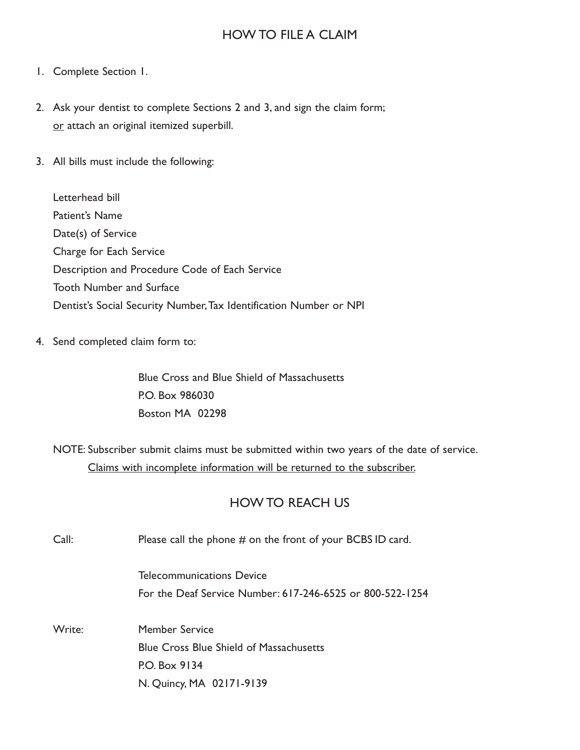## HOW TO FILE A CLAIM

1. Complete Section 1.
2. Ask your dentist to complete Sections 2 and 3, and sign the claim form; <u>or</u> attach an original itemized superbill.
3. All bills must include the following:

   Letterhead bill
   Patient's Name
   Date(s) of Service
   Charge for Each Service
   Description and Procedure Code of Each Service
   Tooth Number and Surface
   Dentist's Social Security Number, Tax Identification Number or NPI

4. Send completed claim form to:

   Blue Cross and Blue Shield of Massachusetts
   P.O. Box 986030
   Boston MA 02298

NOTE: Subscriber submit claims must be submitted within two years of the date of service. <u>Claims with incomplete information will be returned to the subscriber.</u>

## HOW TO REACH US

Call: Please call the phone # on the front of your BCBS ID card.

Telecommunications Device
For the Deaf Service Number: 617-246-6525 or 800-522-1254

Write: Member Service
Blue Cross Blue Shield of Massachusetts
P.O. Box 9134
N. Quincy, MA 02171-9139